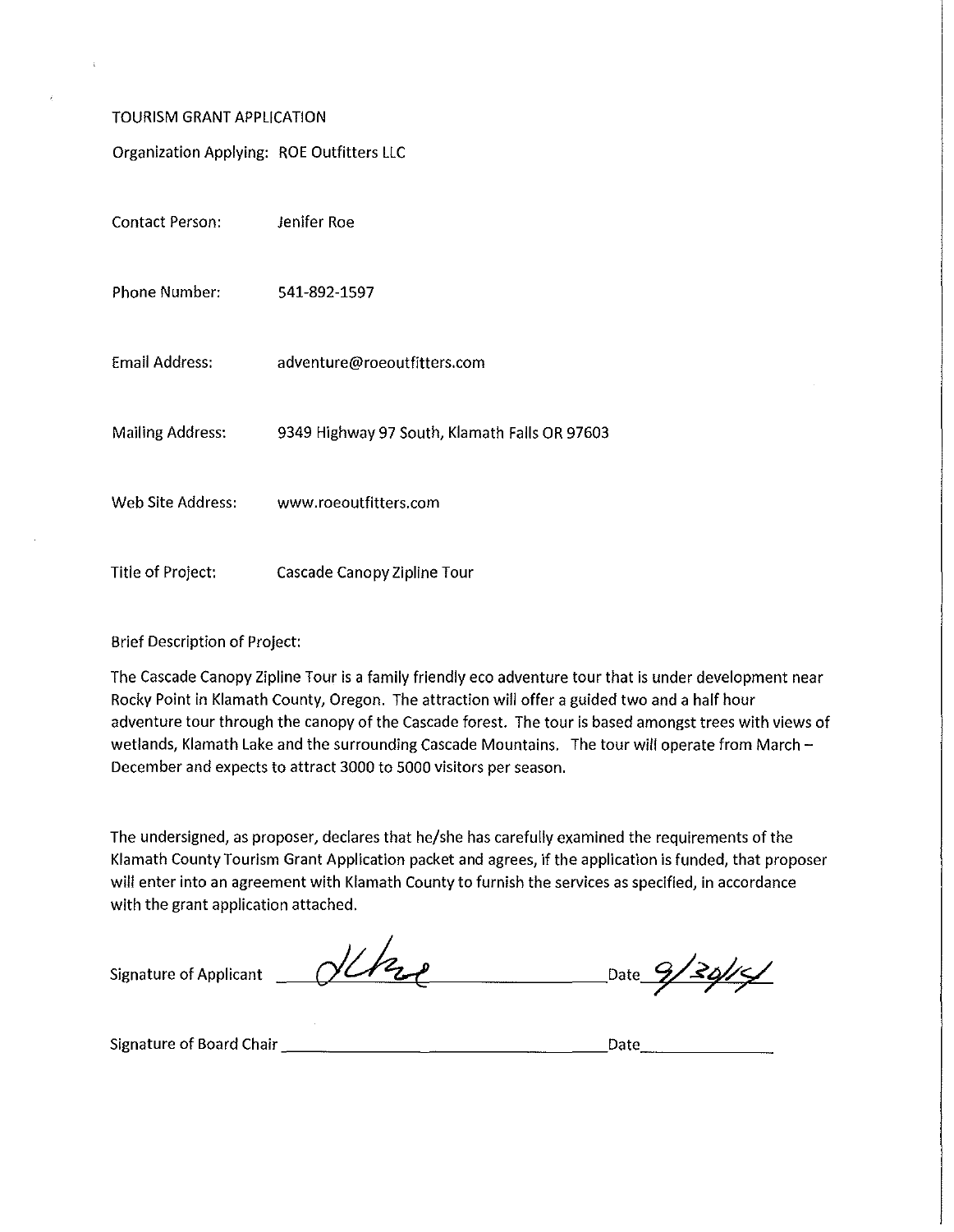TOURISM GRANT APPLICATION

Organization Applying: ROE Outfitters LLC

Contact Person: Jenifer Roe

Phone Number: 541-892-1597

Email Address: adventure@roeoutfitters.com

Mailing Address: 9349 Highway 97 South, Klamath Falls OR 97603

Web Site Address: www.roeoutfitters.com

Title of Project: Cascade Canopy Zipline Tour

Brief Description of Project:

The Cascade Canopy Zipline Tour is a family friendly eco adventure tour that is under development near Rocky Point in Klamath County, Oregon. The attraction will offer a guided two and a half hour adventure tour through the canopy of the Cascade forest. The tour is based amongst trees with views of wetlands, Klamath Lake and the surrounding Cascade Mountains. The tour will operate from March – December and expects to attract 3000 to 5000 visitors per season.

The undersigned, as proposer, declares that he/she has carefully examined the requirements of the Klamath County Tourism Grant Application packet and agrees, if the application is funded, that proposer will enter into an agreement with Klamath County to furnish the services as specified, in accordance with the grant application attached.

Signature of Applicant _[signature]_ Date 9/30/14

Signature of Board Chair ________________ Date ________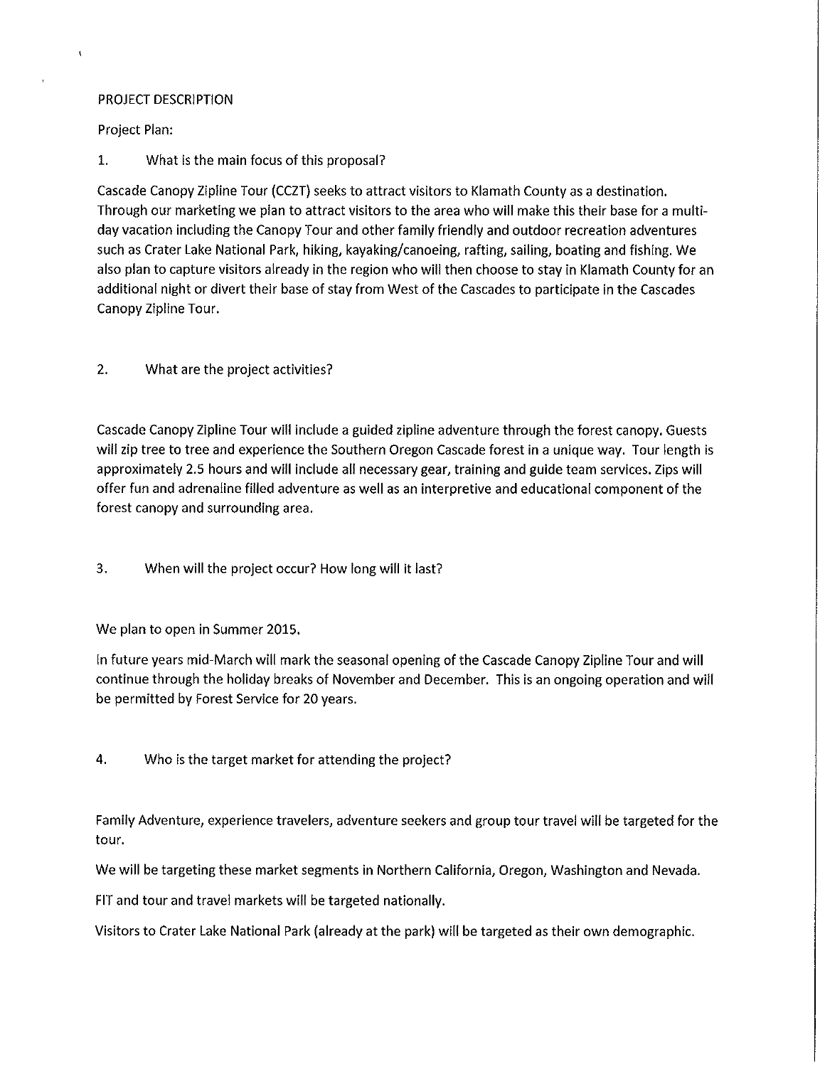PROJECT DESCRIPTION

Project Plan:

1. What is the main focus of this proposal?

Cascade Canopy Zipline Tour (CCZT) seeks to attract visitors to Klamath County as a destination. Through our marketing we plan to attract visitors to the area who will make this their base for a multi-day vacation including the Canopy Tour and other family friendly and outdoor recreation adventures such as Crater Lake National Park, hiking, kayaking/canoeing, rafting, sailing, boating and fishing. We also plan to capture visitors already in the region who will then choose to stay in Klamath County for an additional night or divert their base of stay from West of the Cascades to participate in the Cascades Canopy Zipline Tour.

2. What are the project activities?

Cascade Canopy Zipline Tour will include a guided zipline adventure through the forest canopy. Guests will zip tree to tree and experience the Southern Oregon Cascade forest in a unique way. Tour length is approximately 2.5 hours and will include all necessary gear, training and guide team services. Zips will offer fun and adrenaline filled adventure as well as an interpretive and educational component of the forest canopy and surrounding area.

3. When will the project occur? How long will it last?

We plan to open in Summer 2015.

In future years mid-March will mark the seasonal opening of the Cascade Canopy Zipline Tour and will continue through the holiday breaks of November and December. This is an ongoing operation and will be permitted by Forest Service for 20 years.

4. Who is the target market for attending the project?

Family Adventure, experience travelers, adventure seekers and group tour travel will be targeted for the tour.

We will be targeting these market segments in Northern California, Oregon, Washington and Nevada.

FIT and tour and travel markets will be targeted nationally.

Visitors to Crater Lake National Park (already at the park) will be targeted as their own demographic.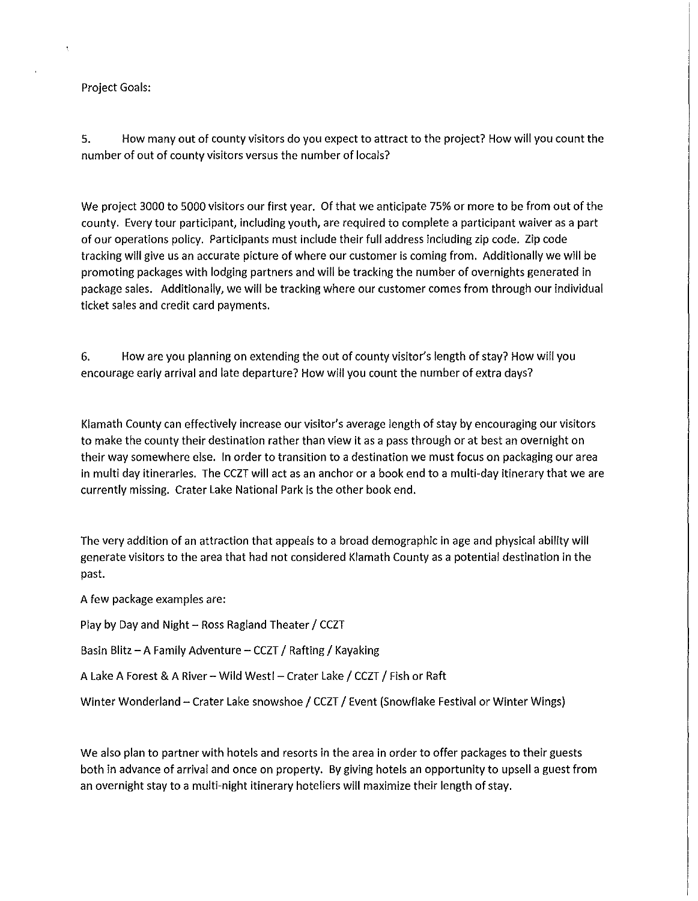Project Goals:

5. How many out of county visitors do you expect to attract to the project? How will you count the number of out of county visitors versus the number of locals?

We project 3000 to 5000 visitors our first year. Of that we anticipate 75% or more to be from out of the county. Every tour participant, including youth, are required to complete a participant waiver as a part of our operations policy. Participants must include their full address including zip code. Zip code tracking will give us an accurate picture of where our customer is coming from. Additionally we will be promoting packages with lodging partners and will be tracking the number of overnights generated in package sales. Additionally, we will be tracking where our customer comes from through our individual ticket sales and credit card payments.

6. How are you planning on extending the out of county visitor's length of stay? How will you encourage early arrival and late departure? How will you count the number of extra days?

Klamath County can effectively increase our visitor's average length of stay by encouraging our visitors to make the county their destination rather than view it as a pass through or at best an overnight on their way somewhere else. In order to transition to a destination we must focus on packaging our area in multi day itineraries. The CCZT will act as an anchor or a book end to a multi-day itinerary that we are currently missing. Crater Lake National Park is the other book end.

The very addition of an attraction that appeals to a broad demographic in age and physical ability will generate visitors to the area that had not considered Klamath County as a potential destination in the past.

A few package examples are:

Play by Day and Night – Ross Ragland Theater / CCZT

Basin Blitz – A Family Adventure – CCZT / Rafting / Kayaking

A Lake A Forest & A River – Wild West! – Crater Lake / CCZT / Fish or Raft

Winter Wonderland – Crater Lake snowshoe / CCZT / Event (Snowflake Festival or Winter Wings)

We also plan to partner with hotels and resorts in the area in order to offer packages to their guests both in advance of arrival and once on property. By giving hotels an opportunity to upsell a guest from an overnight stay to a multi-night itinerary hoteliers will maximize their length of stay.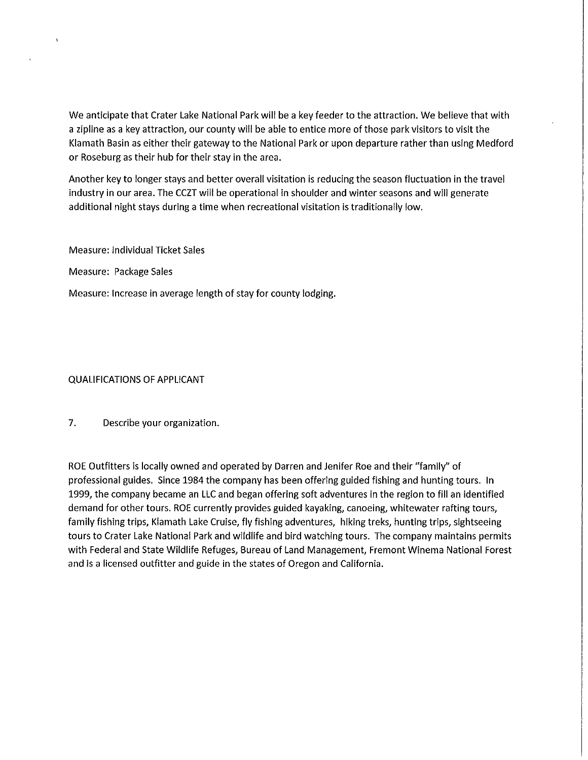We anticipate that Crater Lake National Park will be a key feeder to the attraction. We believe that with a zipline as a key attraction, our county will be able to entice more of those park visitors to visit the Klamath Basin as either their gateway to the National Park or upon departure rather than using Medford or Roseburg as their hub for their stay in the area.

Another key to longer stays and better overall visitation is reducing the season fluctuation in the travel industry in our area. The CCZT will be operational in shoulder and winter seasons and will generate additional night stays during a time when recreational visitation is traditionally low.

Measure: Individual Ticket Sales

Measure: Package Sales

Measure: Increase in average length of stay for county lodging.

## QUALIFICATIONS OF APPLICANT

7. Describe your organization.

ROE Outfitters is locally owned and operated by Darren and Jenifer Roe and their "family" of professional guides. Since 1984 the company has been offering guided fishing and hunting tours. In 1999, the company became an LLC and began offering soft adventures in the region to fill an identified demand for other tours. ROE currently provides guided kayaking, canoeing, whitewater rafting tours, family fishing trips, Klamath Lake Cruise, fly fishing adventures, hiking treks, hunting trips, sightseeing tours to Crater Lake National Park and wildlife and bird watching tours. The company maintains permits with Federal and State Wildlife Refuges, Bureau of Land Management, Fremont Winema National Forest and is a licensed outfitter and guide in the states of Oregon and California.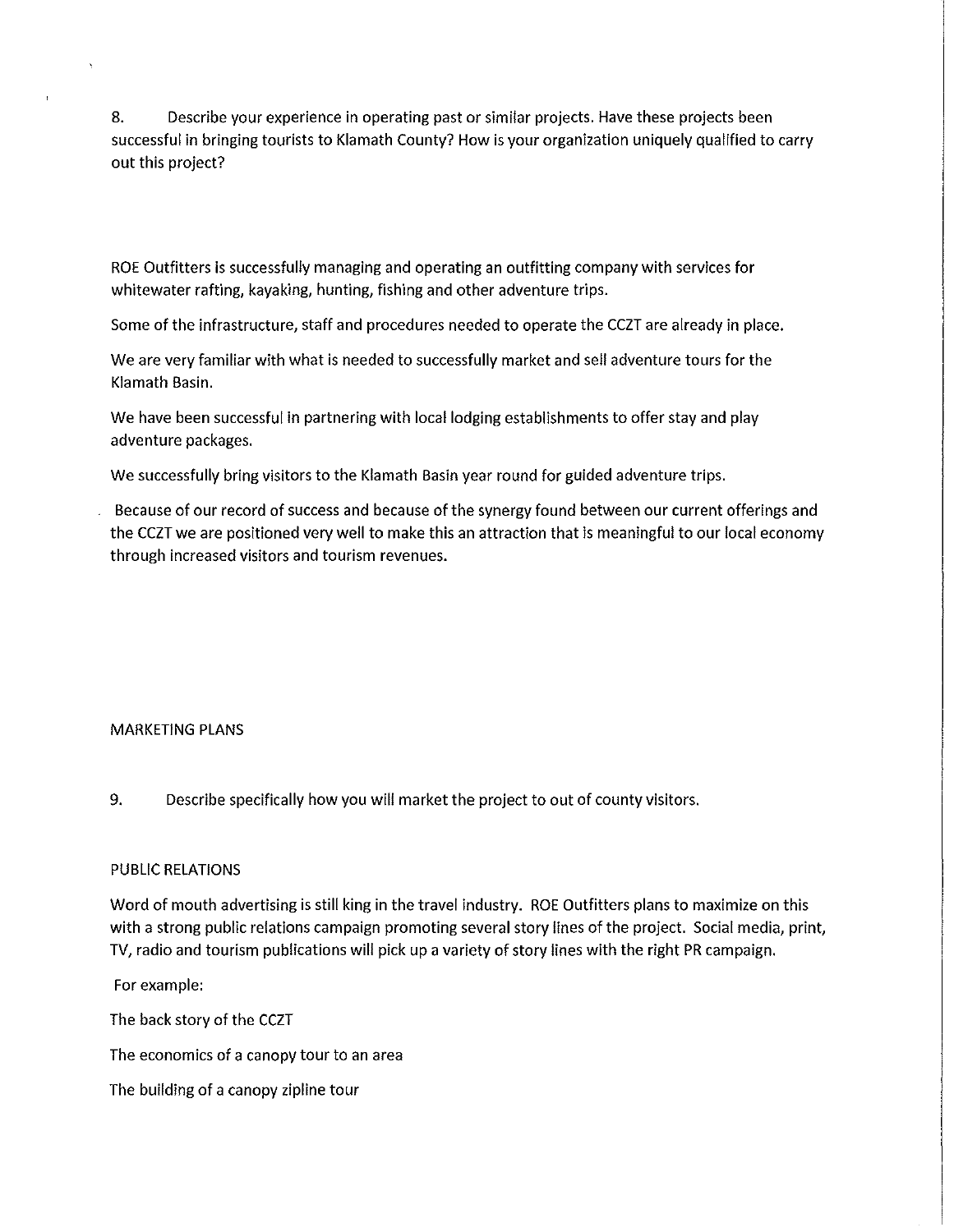8. Describe your experience in operating past or similar projects. Have these projects been successful in bringing tourists to Klamath County? How is your organization uniquely qualified to carry out this project?

ROE Outfitters is successfully managing and operating an outfitting company with services for whitewater rafting, kayaking, hunting, fishing and other adventure trips.

Some of the infrastructure, staff and procedures needed to operate the CCZT are already in place.

We are very familiar with what is needed to successfully market and sell adventure tours for the Klamath Basin.

We have been successful in partnering with local lodging establishments to offer stay and play adventure packages.

We successfully bring visitors to the Klamath Basin year round for guided adventure trips.

Because of our record of success and because of the synergy found between our current offerings and the CCZT we are positioned very well to make this an attraction that is meaningful to our local economy through increased visitors and tourism revenues.

MARKETING PLANS

9. Describe specifically how you will market the project to out of county visitors.

PUBLIC RELATIONS

Word of mouth advertising is still king in the travel industry. ROE Outfitters plans to maximize on this with a strong public relations campaign promoting several story lines of the project. Social media, print, TV, radio and tourism publications will pick up a variety of story lines with the right PR campaign.

For example:

The back story of the CCZT

The economics of a canopy tour to an area

The building of a canopy zipline tour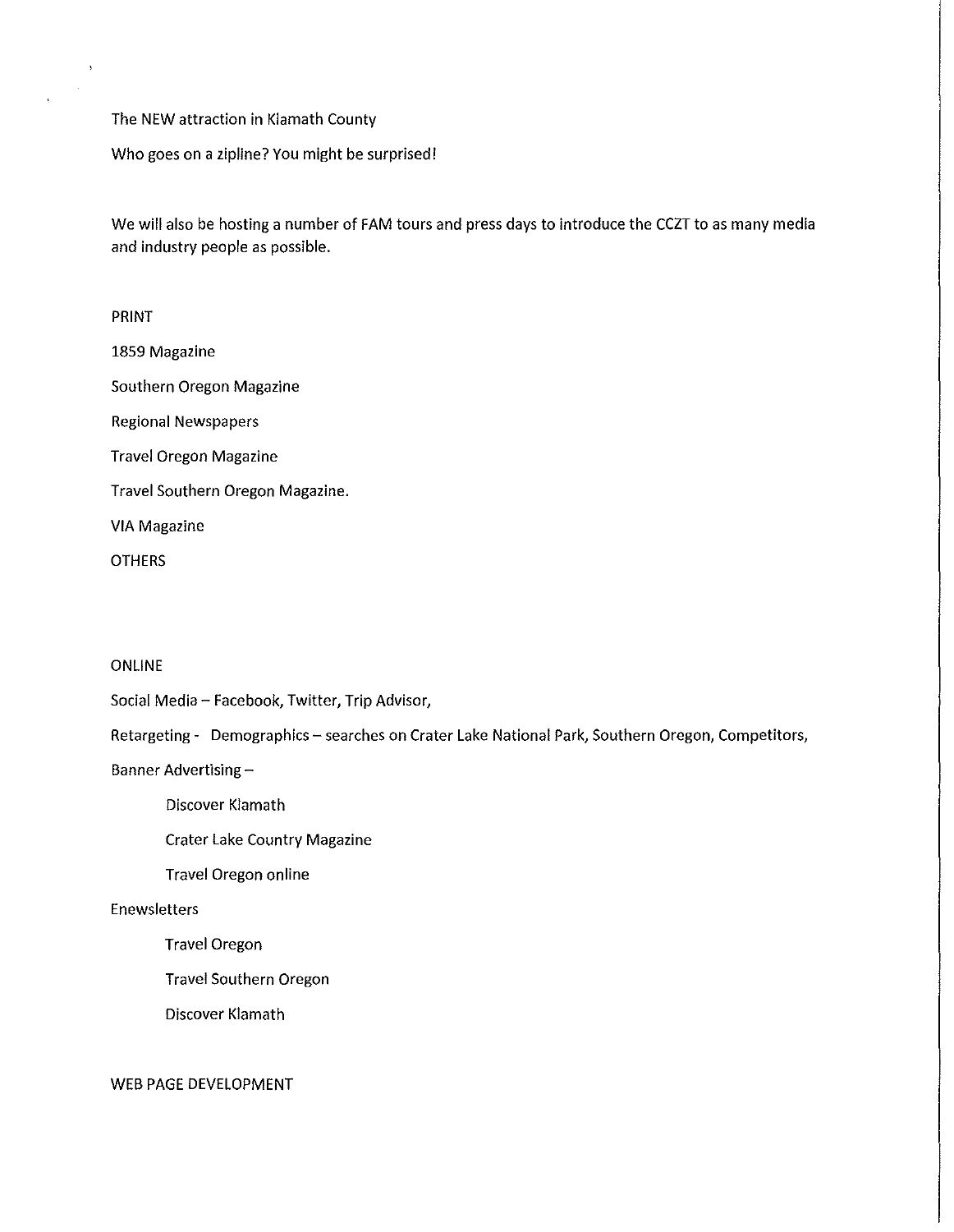The NEW attraction in Klamath County

Who goes on a zipline? You might be surprised!

We will also be hosting a number of FAM tours and press days to introduce the CCZT to as many media and industry people as possible.

PRINT

1859 Magazine

Southern Oregon Magazine

Regional Newspapers

Travel Oregon Magazine

Travel Southern Oregon Magazine.

VIA Magazine

OTHERS

ONLINE

Social Media – Facebook, Twitter, Trip Advisor,

Retargeting - Demographics – searches on Crater Lake National Park, Southern Oregon, Competitors,

Banner Advertising –

- Discover Klamath
- Crater Lake Country Magazine
- Travel Oregon online

Enewsletters

- Travel Oregon
- Travel Southern Oregon
- Discover Klamath

WEB PAGE DEVELOPMENT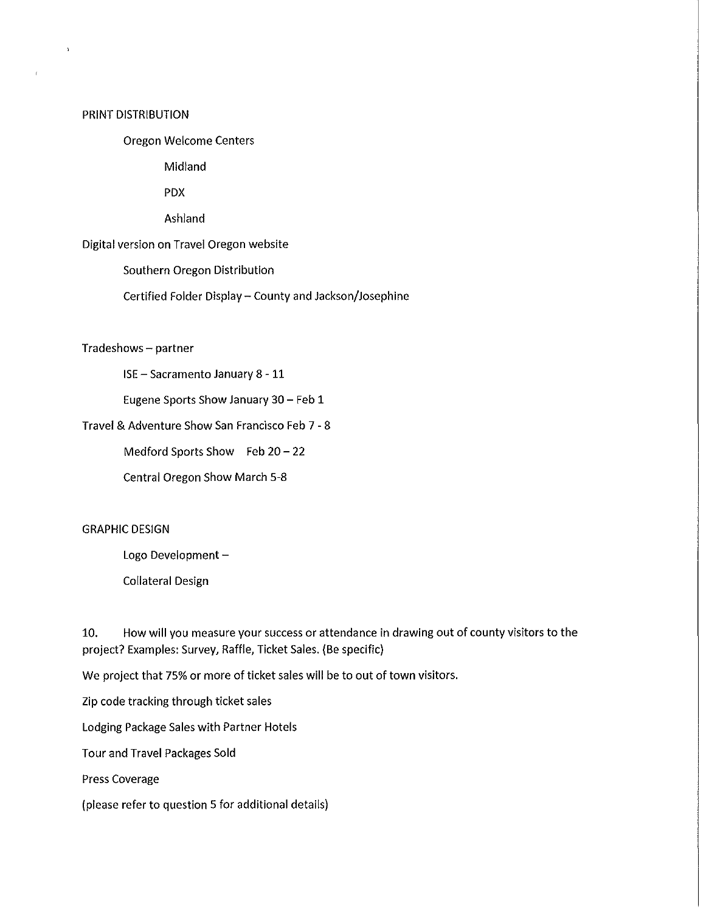PRINT DISTRIBUTION

- Oregon Welcome Centers
  - Midland
  - PDX
  - Ashland

Digital version on Travel Oregon website

- Southern Oregon Distribution
- Certified Folder Display – County and Jackson/Josephine

Tradeshows – partner

- ISE – Sacramento January 8 - 11
- Eugene Sports Show January 30 – Feb 1

Travel & Adventure Show San Francisco Feb 7 - 8

- Medford Sports Show Feb 20 – 22
- Central Oregon Show March 5-8

GRAPHIC DESIGN

- Logo Development –
- Collateral Design

10. How will you measure your success or attendance in drawing out of county visitors to the project? Examples: Survey, Raffle, Ticket Sales. (Be specific)

We project that 75% or more of ticket sales will be to out of town visitors.

Zip code tracking through ticket sales

Lodging Package Sales with Partner Hotels

Tour and Travel Packages Sold

Press Coverage

(please refer to question 5 for additional details)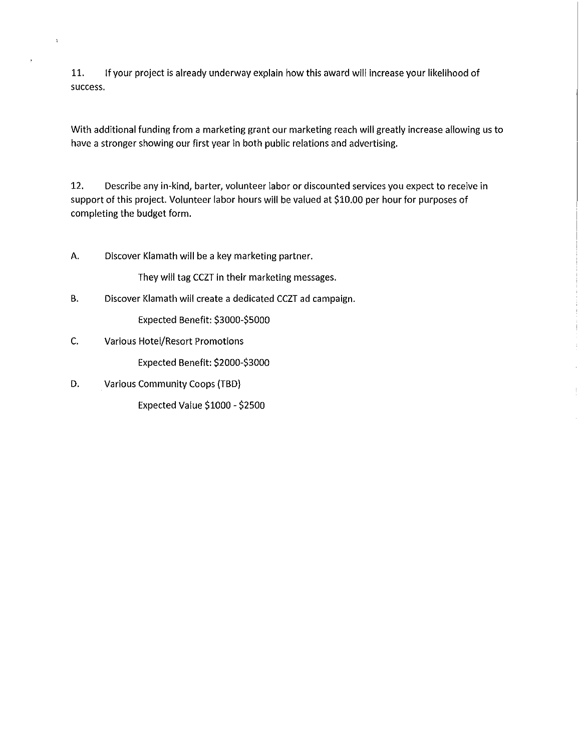11. If your project is already underway explain how this award will increase your likelihood of success.

With additional funding from a marketing grant our marketing reach will greatly increase allowing us to have a stronger showing our first year in both public relations and advertising.

12. Describe any in-kind, barter, volunteer labor or discounted services you expect to receive in support of this project. Volunteer labor hours will be valued at $10.00 per hour for purposes of completing the budget form.

A. Discover Klamath will be a key marketing partner.

    They will tag CCZT in their marketing messages.

B. Discover Klamath will create a dedicated CCZT ad campaign.

    Expected Benefit: $3000-$5000

C. Various Hotel/Resort Promotions

    Expected Benefit: $2000-$3000

D. Various Community Coops (TBD)

    Expected Value $1000 - $2500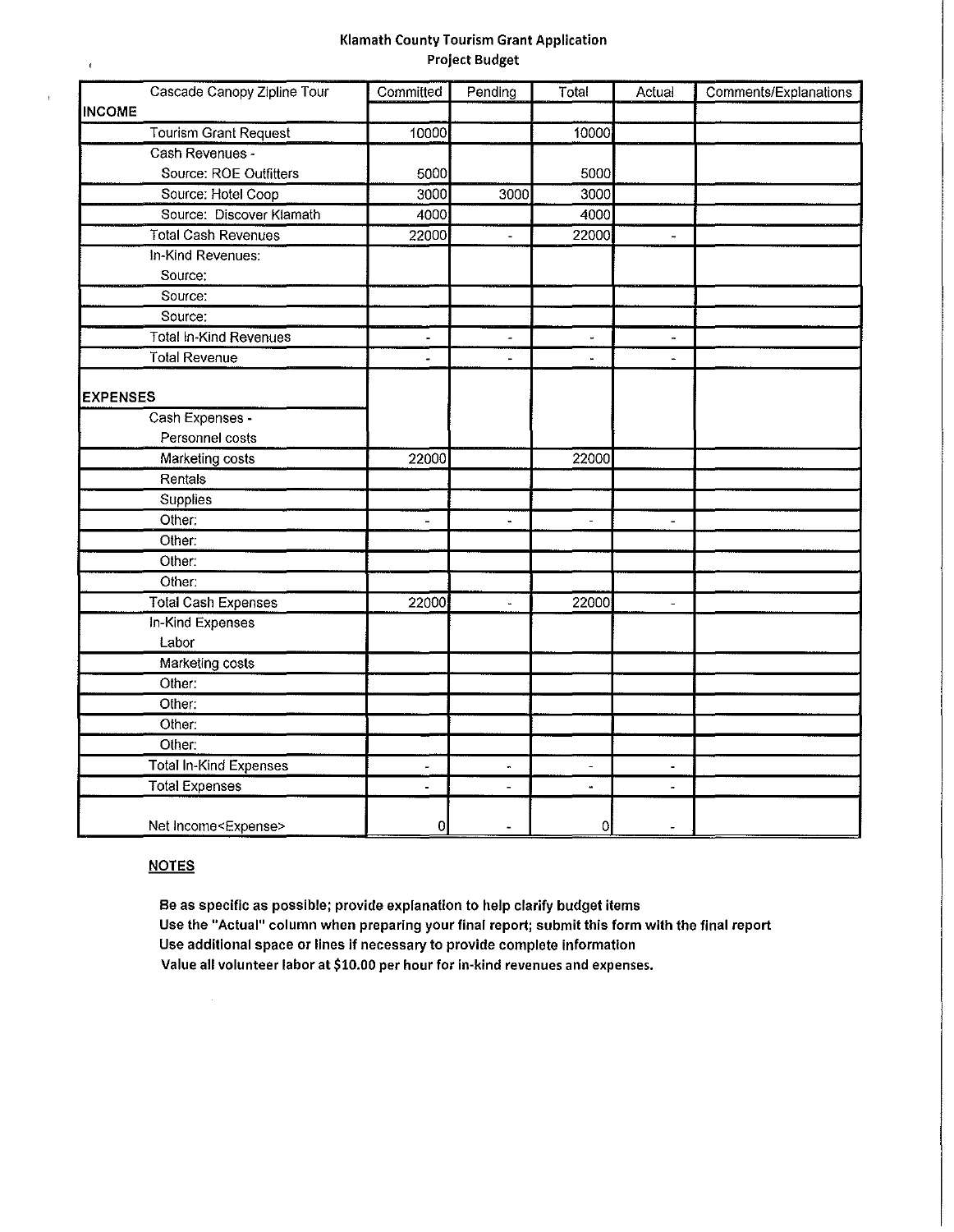# Klamath County Tourism Grant Application
## Project Budget

| Cascade Canopy Zipline Tour | Committed | Pending | Total | Actual | Comments/Explanations |
|---|---|---|---|---|---|
| **INCOME** | | | | | |
| Tourism Grant Request | 10000 | | 10000 | | |
| Cash Revenues - | | | | | |
| Source: ROE Outfitters | 5000 | | 5000 | | |
| Source: Hotel Coop | 3000 | 3000 | 3000 | | |
| Source: Discover Klamath | 4000 | | 4000 | | |
| Total Cash Revenues | 22000 | - | 22000 | - | |
| In-Kind Revenues: | | | | | |
| Source: | | | | | |
| Source: | | | | | |
| Source: | | | | | |
| Total In-Kind Revenues | - | - | - | - | |
| Total Revenue | - | - | - | - | |
| **EXPENSES** | | | | | |
| Cash Expenses - | | | | | |
| Personnel costs | | | | | |
| Marketing costs | 22000 | | 22000 | | |
| Rentals | | | | | |
| Supplies | | | | | |
| Other: | - | - | - | - | |
| Other: | | | | | |
| Other: | | | | | |
| Other: | | | | | |
| Total Cash Expenses | 22000 | - | 22000 | - | |
| In-Kind Expenses | | | | | |
| Labor | | | | | |
| Marketing costs | | | | | |
| Other: | | | | | |
| Other: | | | | | |
| Other: | | | | | |
| Other: | | | | | |
| Total In-Kind Expenses | - | - | - | - | |
| Total Expenses | - | - | - | - | |
| Net Income<Expense> | 0 | - | 0 | - | |

**NOTES**

**Be as specific as possible; provide explanation to help clarify budget items**
**Use the "Actual" column when preparing your final report; submit this form with the final report**
**Use additional space or lines if necessary to provide complete information**
**Value all volunteer labor at $10.00 per hour for in-kind revenues and expenses.**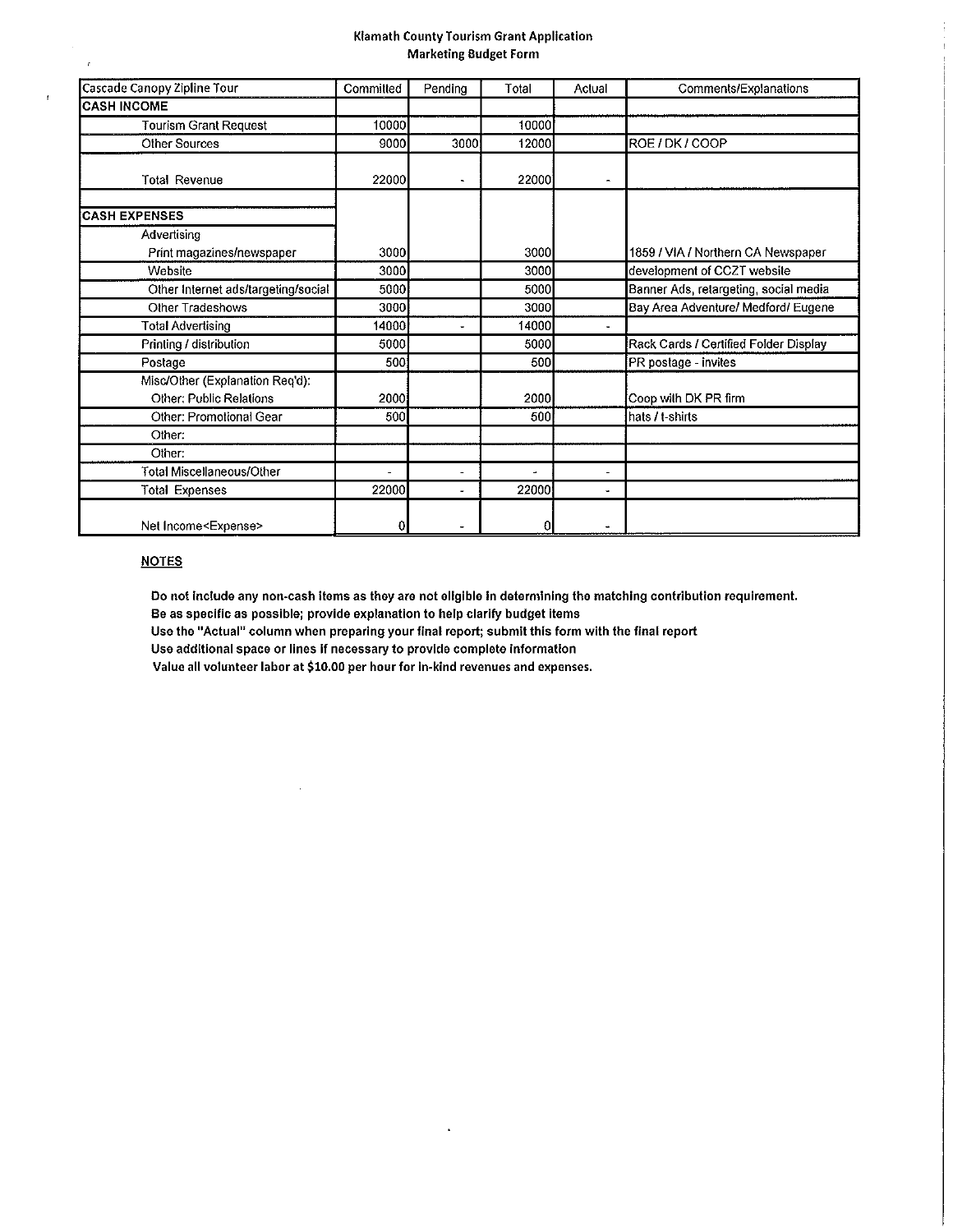# Klamath County Tourism Grant Application
## Marketing Budget Form

| Cascade Canopy Zipline Tour | Committed | Pending | Total | Actual | Comments/Explanations |
|---|---|---|---|---|---|
| **CASH INCOME** | | | | | |
| Tourism Grant Request | 10000 | | 10000 | | |
| Other Sources | 9000 | 3000 | 12000 | | ROE / DK / COOP |
| Total Revenue | 22000 | - | 22000 | - | |
| | | | | | |
| **CASH EXPENSES** | | | | | |
| Advertising | | | | | |
| Print magazines/newspaper | 3000 | | 3000 | | 1859 / VIA / Northern CA Newspaper |
| Website | 3000 | | 3000 | | development of CCZT website |
| Other Internet ads/targeting/social | 5000 | | 5000 | | Banner Ads, retargeting, social media |
| Other Tradeshows | 3000 | | 3000 | | Bay Area Adventure/ Medford/ Eugene |
| Total Advertising | 14000 | - | 14000 | - | |
| Printing / distribution | 5000 | | 5000 | | Rack Cards / Certified Folder Display |
| Postage | 500 | | 500 | | PR postage - invites |
| Misc/Other (Explanation Req'd): | | | | | |
| Other: Public Relations | 2000 | | 2000 | | Coop with DK PR firm |
| Other: Promotional Gear | 500 | | 500 | | hats / t-shirts |
| Other: | | | | | |
| Other: | | | | | |
| Total Miscellaneous/Other | - | - | - | - | |
| Total Expenses | 22000 | - | 22000 | - | |
| Net Income<Expense> | 0 | - | 0 | - | |

**NOTES**

**Do not include any non-cash items as they are not eligible in determining the matching contribution requirement.**
**Be as specific as possible; provide explanation to help clarify budget items**
**Use the "Actual" column when preparing your final report; submit this form with the final report**
**Use additional space or lines if necessary to provide complete information**
**Value all volunteer labor at $10.00 per hour for in-kind revenues and expenses.**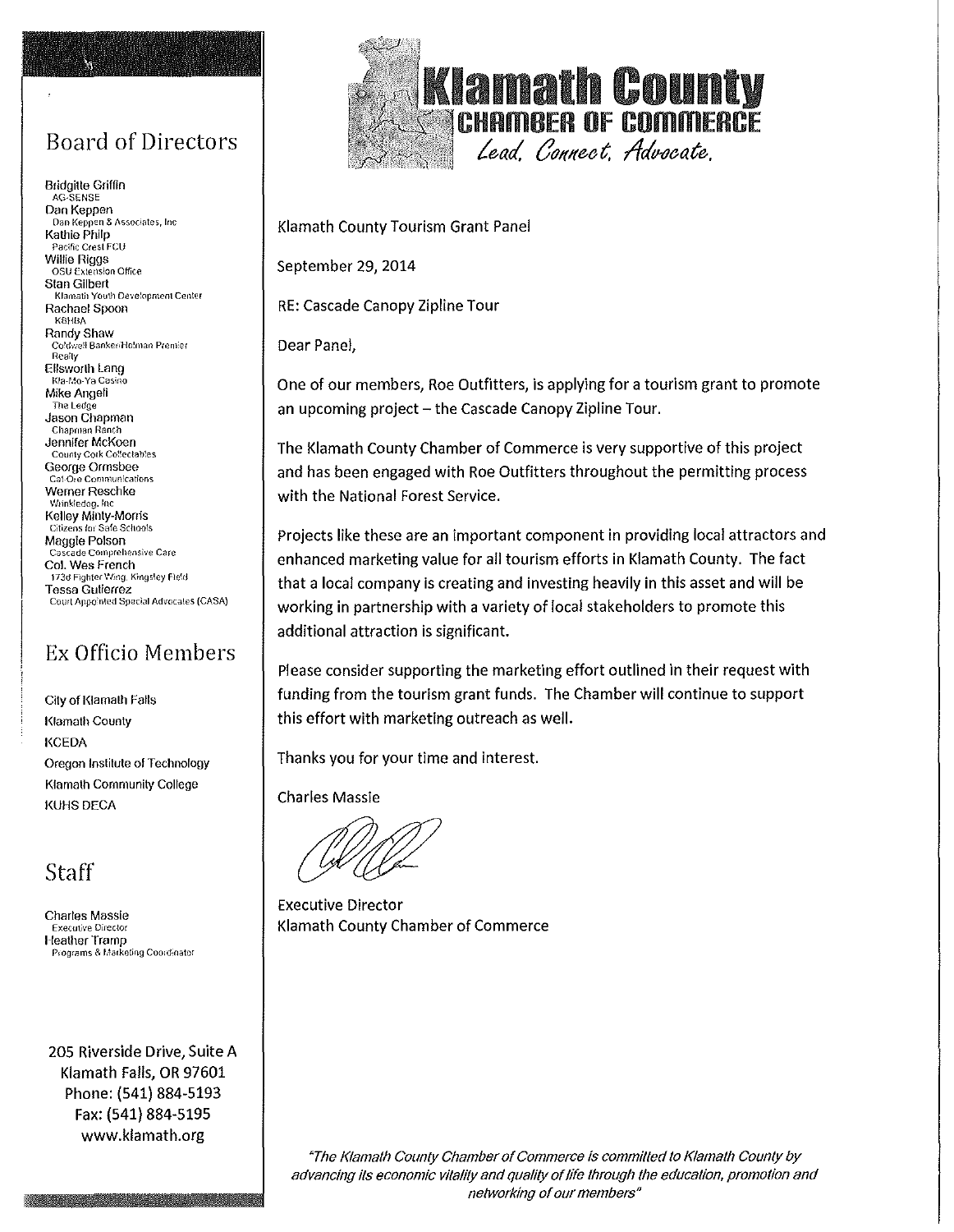# Klamath County
## CHAMBER OF COMMERCE
*Lead. Connect. Advocate.*

Klamath County Tourism Grant Panel

September 29, 2014

RE: Cascade Canopy Zipline Tour

Dear Panel,

One of our members, Roe Outfitters, is applying for a tourism grant to promote an upcoming project – the Cascade Canopy Zipline Tour.

The Klamath County Chamber of Commerce is very supportive of this project and has been engaged with Roe Outfitters throughout the permitting process with the National Forest Service.

Projects like these are an important component in providing local attractors and enhanced marketing value for all tourism efforts in Klamath County. The fact that a local company is creating and investing heavily in this asset and will be working in partnership with a variety of local stakeholders to promote this additional attraction is significant.

Please consider supporting the marketing effort outlined in their request with funding from the tourism grant funds. The Chamber will continue to support this effort with marketing outreach as well.

Thanks you for your time and interest.

Charles Massie

Executive Director
Klamath County Chamber of Commerce

## Board of Directors

- Bridgitte Griffin – AG-SENSE
- Dan Keppen – Dan Keppen & Associates, Inc
- Kathie Philp – Pacific Crest FCU
- Willie Riggs – OSU Extension Office
- Stan Gilbert – Klamath Youth Development Center
- Rachael Spoon – KBHBA
- Randy Shaw – Coldwell Banker Holman Premier Realty
- Ellsworth Lang – Kla-Mo-Ya Casino
- Mike Angeli – The Ledge
- Jason Chapman – Chapman Ranch
- Jennifer McKoen – County Cork Collectables
- George Ormsbee – Cal-Ore Communications
- Werner Reschke – Wrinkledog, Inc
- Kelley Minty-Morris – Citizens for Safe Schools
- Maggie Polson – Cascade Comprehensive Care
- Col. Wes French – 173d Fighter Wing, Kingsley Field
- Tessa Gutierrez – Court Appointed Special Advocates (CASA)

## Ex Officio Members

- City of Klamath Falls
- Klamath County
- KCEDA
- Oregon Institute of Technology
- Klamath Community College
- KUHS DECA

## Staff

- Charles Massie – Executive Director
- Heather Tramp – Programs & Marketing Coordinator

205 Riverside Drive, Suite A
Klamath Falls, OR 97601
Phone: (541) 884-5193
Fax: (541) 884-5195
www.klamath.org

*"The Klamath County Chamber of Commerce is committed to Klamath County by advancing its economic vitality and quality of life through the education, promotion and networking of our members"*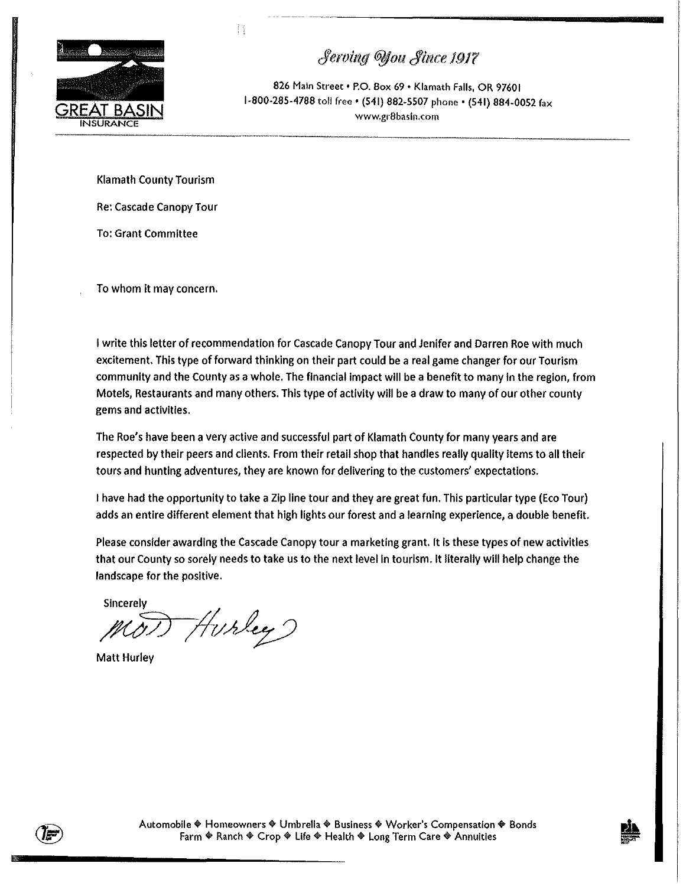GREAT BASIN INSURANCE

*Serving You Since 1917*

826 Main Street • P.O. Box 69 • Klamath Falls, OR 97601
1-800-285-4788 toll free • (541) 882-5507 phone • (541) 884-0052 fax
www.gr8basin.com

Klamath County Tourism

Re: Cascade Canopy Tour

To: Grant Committee

To whom it may concern.

I write this letter of recommendation for Cascade Canopy Tour and Jenifer and Darren Roe with much excitement. This type of forward thinking on their part could be a real game changer for our Tourism community and the County as a whole. The financial impact will be a benefit to many in the region, from Motels, Restaurants and many others. This type of activity will be a draw to many of our other county gems and activities.

The Roe's have been a very active and successful part of Klamath County for many years and are respected by their peers and clients. From their retail shop that handles really quality items to all their tours and hunting adventures, they are known for delivering to the customers' expectations.

I have had the opportunity to take a Zip line tour and they are great fun. This particular type (Eco Tour) adds an entire different element that high lights our forest and a learning experience, a double benefit.

Please consider awarding the Cascade Canopy tour a marketing grant. It is these types of new activities that our County so sorely needs to take us to the next level in tourism. It literally will help change the landscape for the positive.

Sincerely

Matt Hurley

Automobile ◆ Homeowners ◆ Umbrella ◆ Business ◆ Worker's Compensation ◆ Bonds
Farm ◆ Ranch ◆ Crop ◆ Life ◆ Health ◆ Long Term Care ◆ Annuities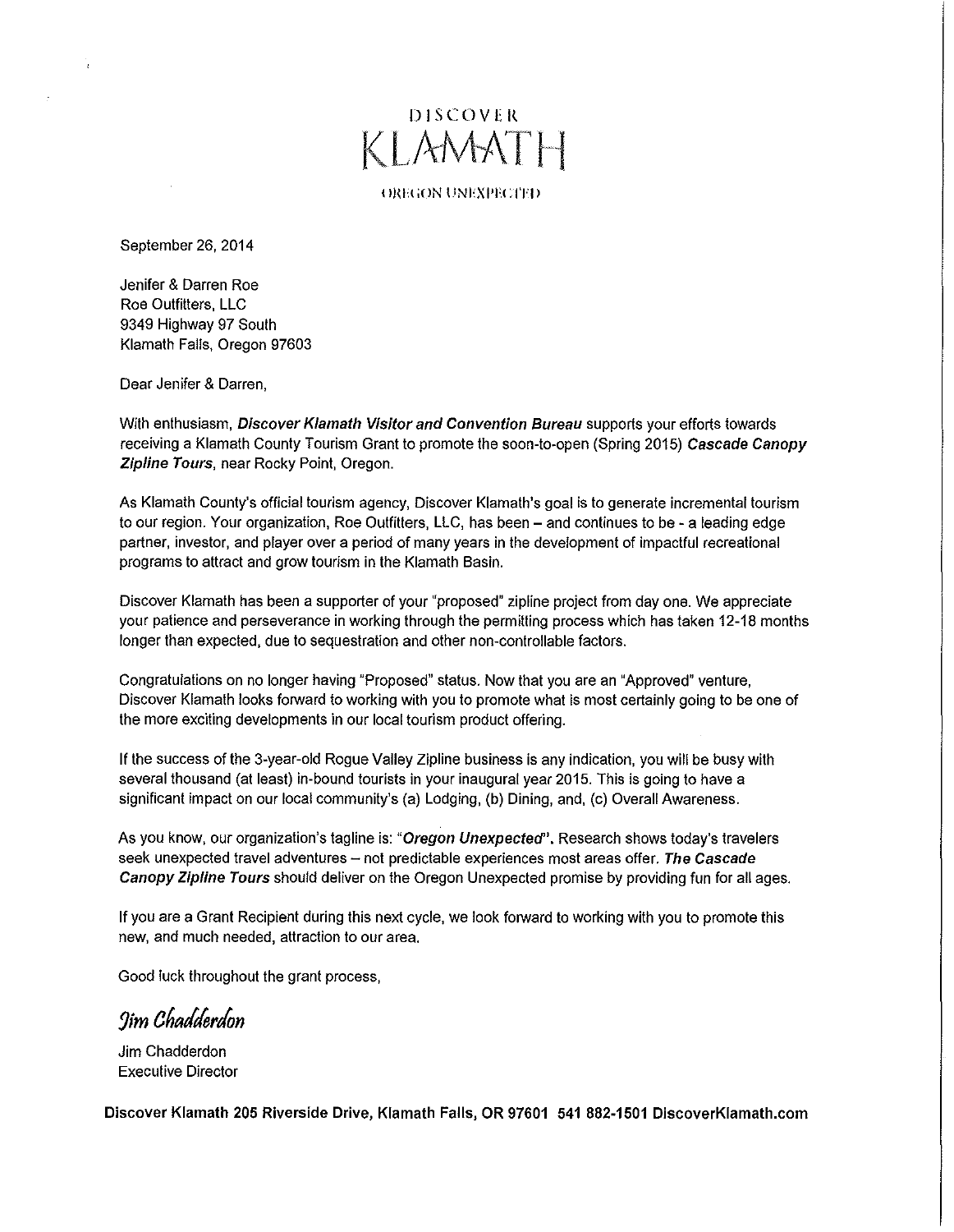# DISCOVER KLAMATH

OREGON UNEXPECTED

September 26, 2014

Jenifer & Darren Roe
Roe Outfitters, LLC
9349 Highway 97 South
Klamath Falls, Oregon 97603

Dear Jenifer & Darren,

With enthusiasm, ***Discover Klamath Visitor and Convention Bureau*** supports your efforts towards receiving a Klamath County Tourism Grant to promote the soon-to-open (Spring 2015) ***Cascade Canopy Zipline Tours***, near Rocky Point, Oregon.

As Klamath County's official tourism agency, Discover Klamath's goal is to generate incremental tourism to our region. Your organization, Roe Outfitters, LLC, has been – and continues to be - a leading edge partner, investor, and player over a period of many years in the development of impactful recreational programs to attract and grow tourism in the Klamath Basin.

Discover Klamath has been a supporter of your "proposed" zipline project from day one. We appreciate your patience and perseverance in working through the permitting process which has taken 12-18 months longer than expected, due to sequestration and other non-controllable factors.

Congratulations on no longer having "Proposed" status. Now that you are an "Approved" venture, Discover Klamath looks forward to working with you to promote what is most certainly going to be one of the more exciting developments in our local tourism product offering.

If the success of the 3-year-old Rogue Valley Zipline business is any indication, you will be busy with several thousand (at least) in-bound tourists in your inaugural year 2015. This is going to have a significant impact on our local community's (a) Lodging, (b) Dining, and, (c) Overall Awareness.

As you know, our organization's tagline is: "***Oregon Unexpected***". Research shows today's travelers seek unexpected travel adventures – not predictable experiences most areas offer. ***The Cascade Canopy Zipline Tours*** should deliver on the Oregon Unexpected promise by providing fun for all ages.

If you are a Grant Recipient during this next cycle, we look forward to working with you to promote this new, and much needed, attraction to our area.

Good luck throughout the grant process,

*Jim Chadderdon*

Jim Chadderdon
Executive Director

**Discover Klamath 205 Riverside Drive, Klamath Falls, OR 97601 541 882-1501 DiscoverKlamath.com**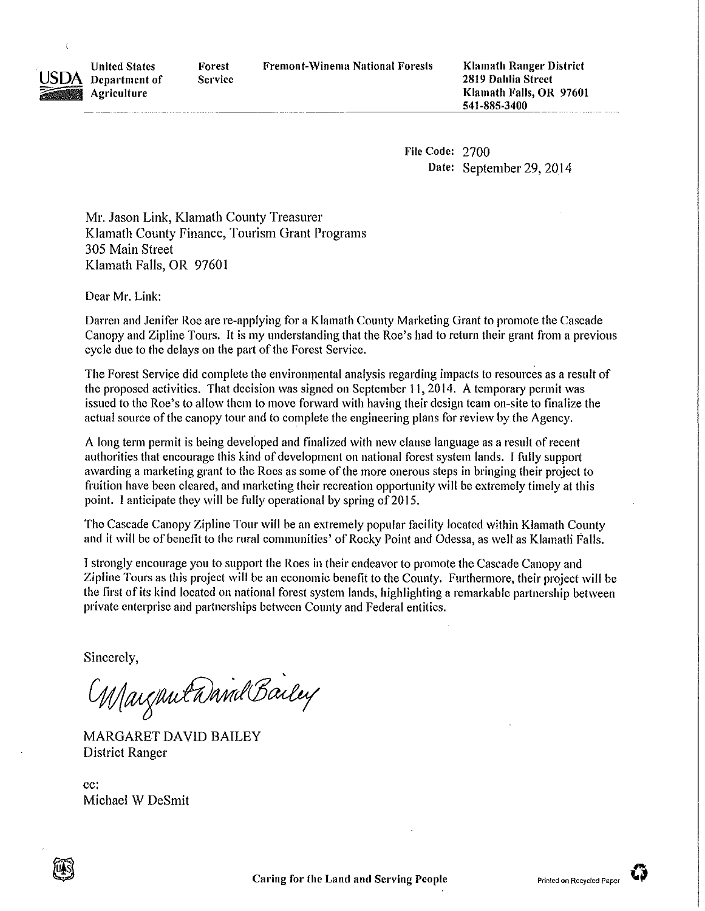United States Department of Agriculture | Forest Service | Fremont-Winema National Forests | Klamath Ranger District
2819 Dahlia Street
Klamath Falls, OR 97601
541-885-3400

File Code: 2700
Date: September 29, 2014

Mr. Jason Link, Klamath County Treasurer
Klamath County Finance, Tourism Grant Programs
305 Main Street
Klamath Falls, OR 97601

Dear Mr. Link:

Darren and Jenifer Roe are re-applying for a Klamath County Marketing Grant to promote the Cascade Canopy and Zipline Tours. It is my understanding that the Roe's had to return their grant from a previous cycle due to the delays on the part of the Forest Service.

The Forest Service did complete the environmental analysis regarding impacts to resources as a result of the proposed activities. That decision was signed on September 11, 2014. A temporary permit was issued to the Roe's to allow them to move forward with having their design team on-site to finalize the actual source of the canopy tour and to complete the engineering plans for review by the Agency.

A long term permit is being developed and finalized with new clause language as a result of recent authorities that encourage this kind of development on national forest system lands. I fully support awarding a marketing grant to the Roes as some of the more onerous steps in bringing their project to fruition have been cleared, and marketing their recreation opportunity will be extremely timely at this point. I anticipate they will be fully operational by spring of 2015.

The Cascade Canopy Zipline Tour will be an extremely popular facility located within Klamath County and it will be of benefit to the rural communities' of Rocky Point and Odessa, as well as Klamath Falls.

I strongly encourage you to support the Roes in their endeavor to promote the Cascade Canopy and Zipline Tours as this project will be an economic benefit to the County. Furthermore, their project will be the first of its kind located on national forest system lands, highlighting a remarkable partnership between private enterprise and partnerships between County and Federal entities.

Sincerely,

*Margaret David Bailey*

MARGARET DAVID BAILEY
District Ranger

cc:
Michael W DeSmit

Caring for the Land and Serving People

Printed on Recycled Paper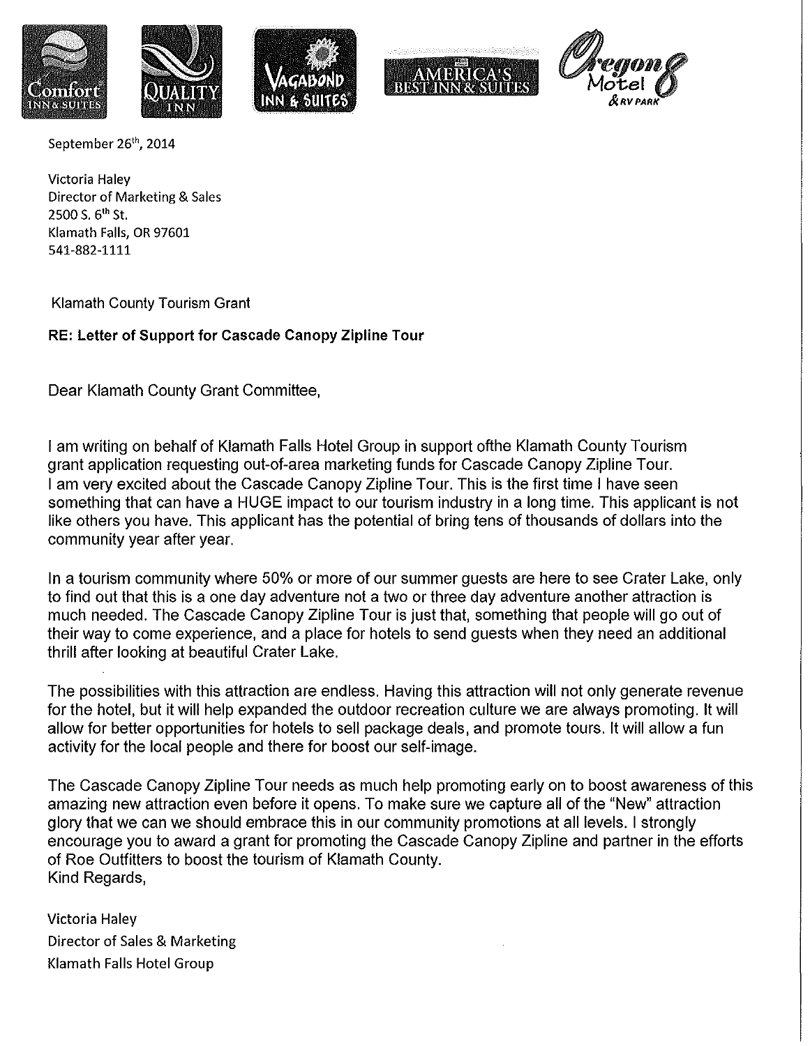Comfort INN & SUITES | QUALITY INN | VAGABOND INN & SUITES | AMERICA'S BEST INN & SUITES | Oregon 8 Motel & RV PARK

September 26th, 2014

Victoria Haley
Director of Marketing & Sales
2500 S. 6th St.
Klamath Falls, OR 97601
541-882-1111

Klamath County Tourism Grant

**RE: Letter of Support for Cascade Canopy Zipline Tour**

Dear Klamath County Grant Committee,

I am writing on behalf of Klamath Falls Hotel Group in support ofthe Klamath County Tourism grant application requesting out-of-area marketing funds for Cascade Canopy Zipline Tour. I am very excited about the Cascade Canopy Zipline Tour. This is the first time I have seen something that can have a HUGE impact to our tourism industry in a long time. This applicant is not like others you have. This applicant has the potential of bring tens of thousands of dollars into the community year after year.

In a tourism community where 50% or more of our summer guests are here to see Crater Lake, only to find out that this is a one day adventure not a two or three day adventure another attraction is much needed. The Cascade Canopy Zipline Tour is just that, something that people will go out of their way to come experience, and a place for hotels to send guests when they need an additional thrill after looking at beautiful Crater Lake.

The possibilities with this attraction are endless. Having this attraction will not only generate revenue for the hotel, but it will help expanded the outdoor recreation culture we are always promoting. It will allow for better opportunities for hotels to sell package deals, and promote tours. It will allow a fun activity for the local people and there for boost our self-image.

The Cascade Canopy Zipline Tour needs as much help promoting early on to boost awareness of this amazing new attraction even before it opens. To make sure we capture all of the "New" attraction glory that we can we should embrace this in our community promotions at all levels. I strongly encourage you to award a grant for promoting the Cascade Canopy Zipline and partner in the efforts of Roe Outfitters to boost the tourism of Klamath County.
Kind Regards,

Victoria Haley
Director of Sales & Marketing
Klamath Falls Hotel Group